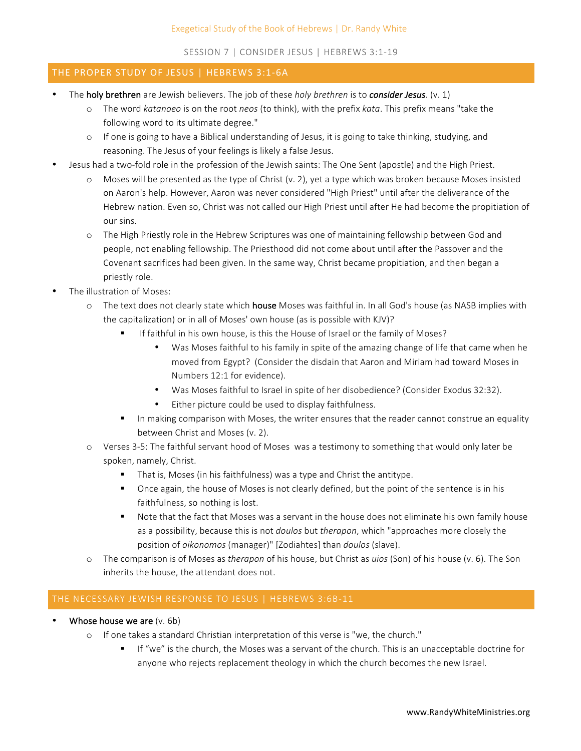Exegetical Study of the Book of Hebrews | Dr. Randy White

SESSION 7 | CONSIDER JESUS | HEBREWS 3:1-19

## THE PROPER STUDY OF JESUS | HEBREWS 3:1-6A

- The **holy brethren** are Jewish believers. The job of these *holy brethren* is to ***consider Jesus***. (v. 1)
  - The word *katanoeo* is on the root *neos* (to think), with the prefix *kata*. This prefix means "take the following word to its ultimate degree."
  - If one is going to have a Biblical understanding of Jesus, it is going to take thinking, studying, and reasoning. The Jesus of your feelings is likely a false Jesus.
- Jesus had a two-fold role in the profession of the Jewish saints: The One Sent (apostle) and the High Priest.
  - Moses will be presented as the type of Christ (v. 2), yet a type which was broken because Moses insisted on Aaron's help. However, Aaron was never considered "High Priest" until after the deliverance of the Hebrew nation. Even so, Christ was not called our High Priest until after He had become the propitiation of our sins.
  - The High Priestly role in the Hebrew Scriptures was one of maintaining fellowship between God and people, not enabling fellowship. The Priesthood did not come about until after the Passover and the Covenant sacrifices had been given. In the same way, Christ became propitiation, and then began a priestly role.
- The illustration of Moses:
  - The text does not clearly state which **house** Moses was faithful in. In all God's house (as NASB implies with the capitalization) or in all of Moses' own house (as is possible with KJV)?
    - If faithful in his own house, is this the House of Israel or the family of Moses?
      - Was Moses faithful to his family in spite of the amazing change of life that came when he moved from Egypt? (Consider the disdain that Aaron and Miriam had toward Moses in Numbers 12:1 for evidence).
      - Was Moses faithful to Israel in spite of her disobedience? (Consider Exodus 32:32).
      - Either picture could be used to display faithfulness.
    - In making comparison with Moses, the writer ensures that the reader cannot construe an equality between Christ and Moses (v. 2).
  - Verses 3-5: The faithful servant hood of Moses was a testimony to something that would only later be spoken, namely, Christ.
    - That is, Moses (in his faithfulness) was a type and Christ the antitype.
    - Once again, the house of Moses is not clearly defined, but the point of the sentence is in his faithfulness, so nothing is lost.
    - Note that the fact that Moses was a servant in the house does not eliminate his own family house as a possibility, because this is not *doulos* but *therapon*, which "approaches more closely the position of *oikonomos* (manager)" [Zodiahtes] than *doulos* (slave).
  - The comparison is of Moses as *therapon* of his house, but Christ as *uios* (Son) of his house (v. 6). The Son inherits the house, the attendant does not.

## THE NECESSARY JEWISH RESPONSE TO JESUS | HEBREWS 3:6B-11

- **Whose house we are** (v. 6b)
  - If one takes a standard Christian interpretation of this verse is "we, the church."
    - If "we" is the church, the Moses was a servant of the church. This is an unacceptable doctrine for anyone who rejects replacement theology in which the church becomes the new Israel.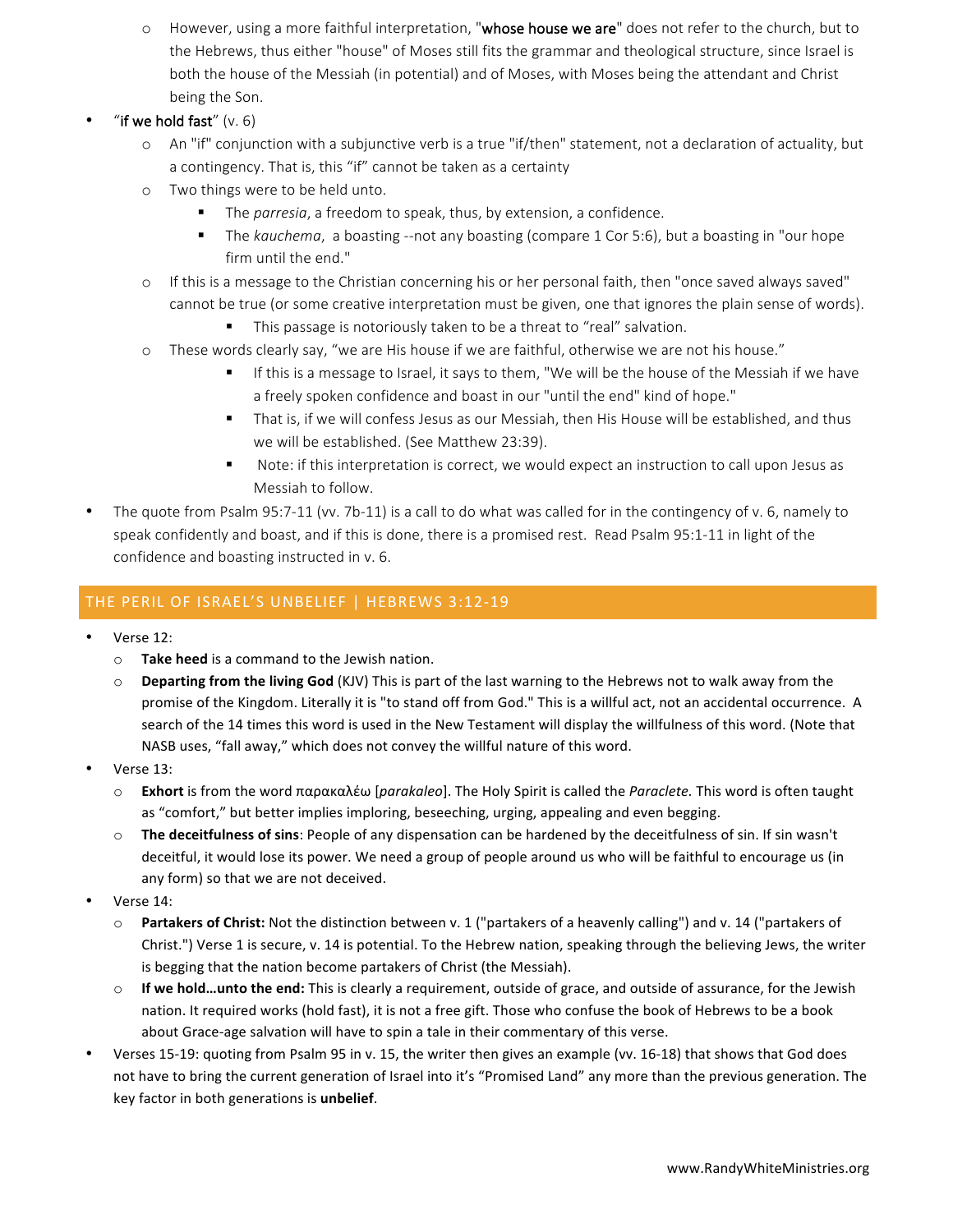- However, using a more faithful interpretation, "**whose house we are**" does not refer to the church, but to the Hebrews, thus either "house" of Moses still fits the grammar and theological structure, since Israel is both the house of the Messiah (in potential) and of Moses, with Moses being the attendant and Christ being the Son.

- "**if we hold fast**" (v. 6)
  - An "if" conjunction with a subjunctive verb is a true "if/then" statement, not a declaration of actuality, but a contingency. That is, this "if" cannot be taken as a certainty
  - Two things were to be held unto.
    - The *parresia*, a freedom to speak, thus, by extension, a confidence.
    - The *kauchema*, a boasting --not any boasting (compare 1 Cor 5:6), but a boasting in "our hope firm until the end."
  - If this is a message to the Christian concerning his or her personal faith, then "once saved always saved" cannot be true (or some creative interpretation must be given, one that ignores the plain sense of words).
    - This passage is notoriously taken to be a threat to "real" salvation.
  - These words clearly say, "we are His house if we are faithful, otherwise we are not his house."
    - If this is a message to Israel, it says to them, "We will be the house of the Messiah if we have a freely spoken confidence and boast in our "until the end" kind of hope."
    - That is, if we will confess Jesus as our Messiah, then His House will be established, and thus we will be established. (See Matthew 23:39).
    - Note: if this interpretation is correct, we would expect an instruction to call upon Jesus as Messiah to follow.

- The quote from Psalm 95:7-11 (vv. 7b-11) is a call to do what was called for in the contingency of v. 6, namely to speak confidently and boast, and if this is done, there is a promised rest. Read Psalm 95:1-11 in light of the confidence and boasting instructed in v. 6.

## THE PERIL OF ISRAEL'S UNBELIEF | HEBREWS 3:12-19

- Verse 12:
  - **Take heed** is a command to the Jewish nation.
  - **Departing from the living God** (KJV) This is part of the last warning to the Hebrews not to walk away from the promise of the Kingdom. Literally it is "to stand off from God." This is a willful act, not an accidental occurrence. A search of the 14 times this word is used in the New Testament will display the willfulness of this word. (Note that NASB uses, "fall away," which does not convey the willful nature of this word.
- Verse 13:
  - **Exhort** is from the word παρακαλέω [*parakaleo*]. The Holy Spirit is called the *Paraclete.* This word is often taught as "comfort," but better implies imploring, beseeching, urging, appealing and even begging.
  - **The deceitfulness of sins**: People of any dispensation can be hardened by the deceitfulness of sin. If sin wasn't deceitful, it would lose its power. We need a group of people around us who will be faithful to encourage us (in any form) so that we are not deceived.
- Verse 14:
  - **Partakers of Christ:** Not the distinction between v. 1 ("partakers of a heavenly calling") and v. 14 ("partakers of Christ.") Verse 1 is secure, v. 14 is potential. To the Hebrew nation, speaking through the believing Jews, the writer is begging that the nation become partakers of Christ (the Messiah).
  - **If we hold…unto the end:** This is clearly a requirement, outside of grace, and outside of assurance, for the Jewish nation. It required works (hold fast), it is not a free gift. Those who confuse the book of Hebrews to be a book about Grace-age salvation will have to spin a tale in their commentary of this verse.
- Verses 15-19: quoting from Psalm 95 in v. 15, the writer then gives an example (vv. 16-18) that shows that God does not have to bring the current generation of Israel into it's "Promised Land" any more than the previous generation. The key factor in both generations is **unbelief**.